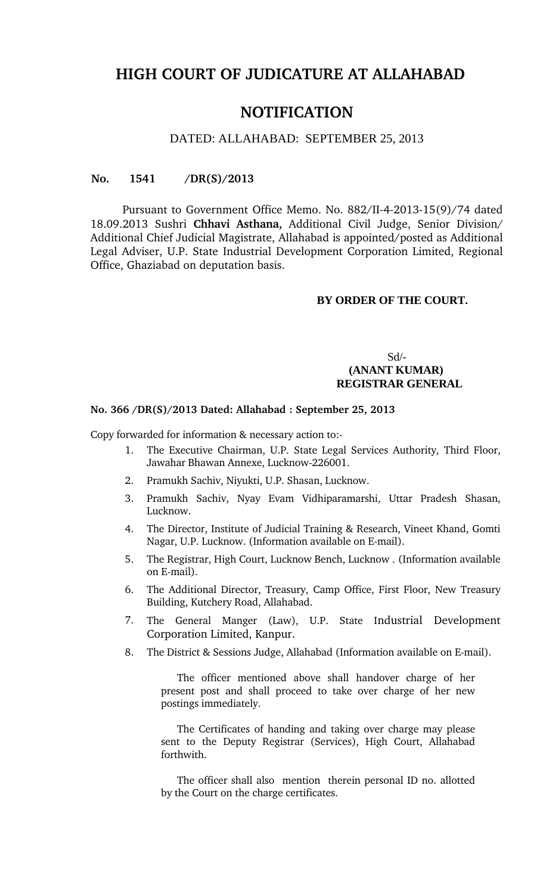# HIGH COURT OF JUDICATURE AT ALLAHABAD

## NOTIFICATION

DATED: ALLAHABAD: SEPTEMBER 25, 2013

**No. 1541 /DR(S)/2013**

Pursuant to Government Office Memo. No. 882/II-4-2013-15(9)/74 dated 18.09.2013 Sushri **Chhavi Asthana,** Additional Civil Judge, Senior Division/ Additional Chief Judicial Magistrate, Allahabad is appointed/posted as Additional Legal Adviser, U.P. State Industrial Development Corporation Limited, Regional Office, Ghaziabad on deputation basis.

**BY ORDER OF THE COURT.**

Sd/-
**(ANANT KUMAR)**
**REGISTRAR GENERAL**

**No. 366 /DR(S)/2013 Dated: Allahabad : September 25, 2013**

Copy forwarded for information & necessary action to:-

1. The Executive Chairman, U.P. State Legal Services Authority, Third Floor, Jawahar Bhawan Annexe, Lucknow-226001.
2. Pramukh Sachiv, Niyukti, U.P. Shasan, Lucknow.
3. Pramukh Sachiv, Nyay Evam Vidhiparamarshi, Uttar Pradesh Shasan, Lucknow.
4. The Director, Institute of Judicial Training & Research, Vineet Khand, Gomti Nagar, U.P. Lucknow. (Information available on E-mail).
5. The Registrar, High Court, Lucknow Bench, Lucknow . (Information available on E-mail).
6. The Additional Director, Treasury, Camp Office, First Floor, New Treasury Building, Kutchery Road, Allahabad.
7. The General Manger (Law), U.P. State Industrial Development Corporation Limited, Kanpur.
8. The District & Sessions Judge, Allahabad (Information available on E-mail).

The officer mentioned above shall handover charge of her present post and shall proceed to take over charge of her new postings immediately.

The Certificates of handing and taking over charge may please sent to the Deputy Registrar (Services), High Court, Allahabad forthwith.

The officer shall also mention therein personal ID no. allotted by the Court on the charge certificates.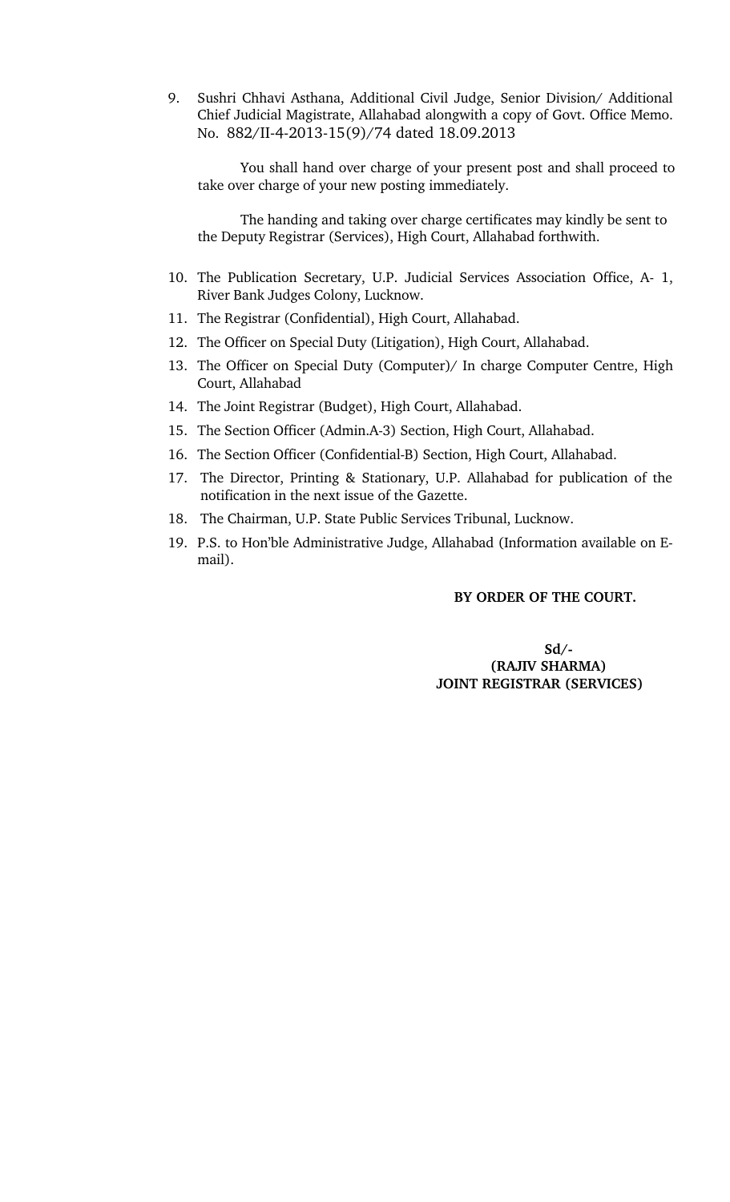9. Sushri Chhavi Asthana, Additional Civil Judge, Senior Division/ Additional Chief Judicial Magistrate, Allahabad alongwith a copy of Govt. Office Memo. No. 882/II-4-2013-15(9)/74 dated 18.09.2013

   You shall hand over charge of your present post and shall proceed to take over charge of your new posting immediately.

   The handing and taking over charge certificates may kindly be sent to the Deputy Registrar (Services), High Court, Allahabad forthwith.

10. The Publication Secretary, U.P. Judicial Services Association Office, A- 1, River Bank Judges Colony, Lucknow.
11. The Registrar (Confidential), High Court, Allahabad.
12. The Officer on Special Duty (Litigation), High Court, Allahabad.
13. The Officer on Special Duty (Computer)/ In charge Computer Centre, High Court, Allahabad
14. The Joint Registrar (Budget), High Court, Allahabad.
15. The Section Officer (Admin.A-3) Section, High Court, Allahabad.
16. The Section Officer (Confidential-B) Section, High Court, Allahabad.
17. The Director, Printing & Stationary, U.P. Allahabad for publication of the notification in the next issue of the Gazette.
18. The Chairman, U.P. State Public Services Tribunal, Lucknow.
19. P.S. to Hon'ble Administrative Judge, Allahabad (Information available on E-mail).

**BY ORDER OF THE COURT.**

**Sd/-**
**(RAJIV SHARMA)**
**JOINT REGISTRAR (SERVICES)**